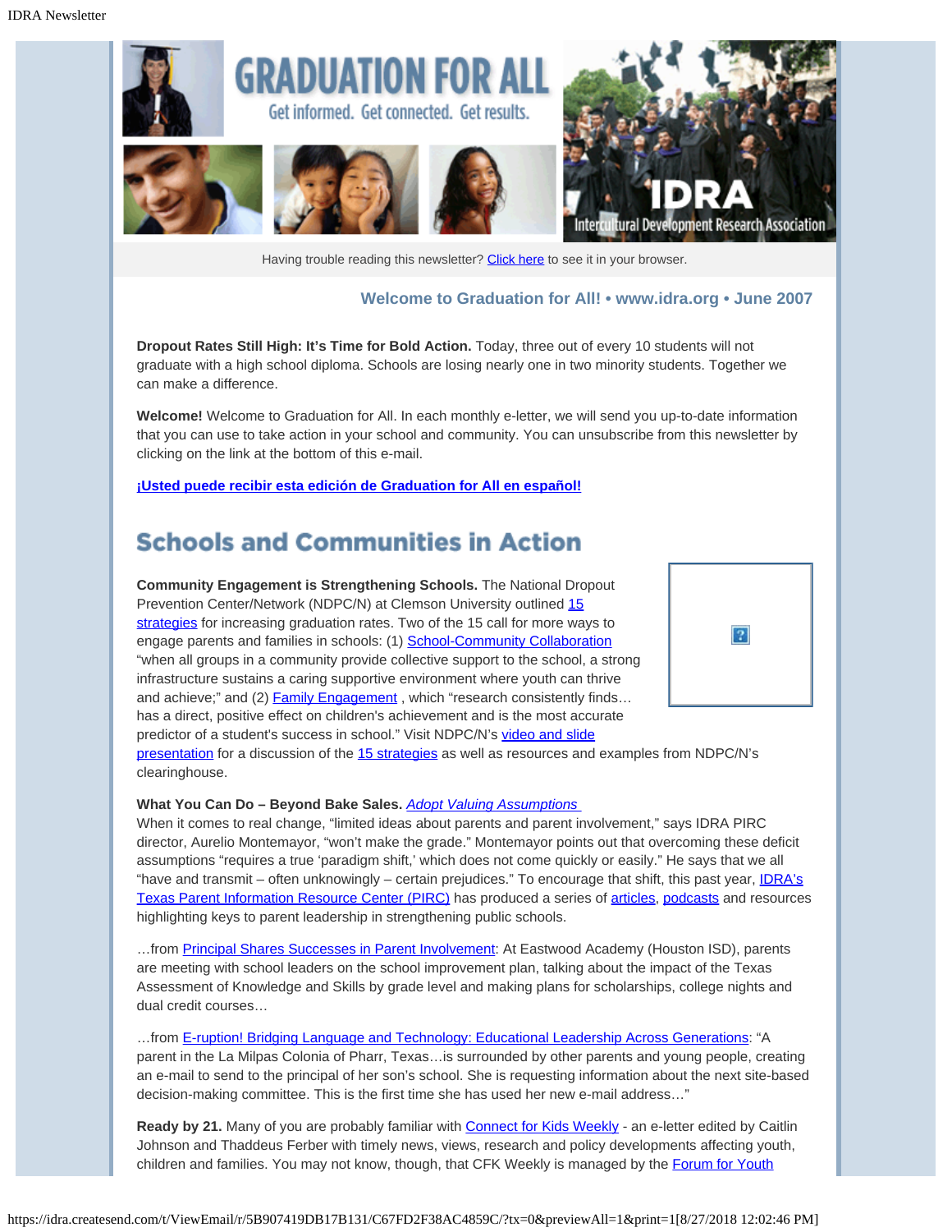Having trouble reading this newsletter? Click here to see it in your browser.

**Welcome to Graduation for All! • www.idra.org • June 2007**

**Dropout Rates Still High: It's Time for Bold Action.** Today, three out of every 10 students will not graduate with a high school diploma. Schools are losing nearly one in two minority students. Together we can make a difference.

**Welcome!** Welcome to Graduation for All. In each monthly e-letter, we will send you up-to-date information that you can use to take action in your school and community. You can unsubscribe from this newsletter by clicking on the link at the bottom of this e-mail.

**¡Usted puede recibir esta edición de Graduation for All en español!**

## Schools and Communities in Action

**Community Engagement is Strengthening Schools.** The National Dropout Prevention Center/Network (NDPC/N) at Clemson University outlined 15 strategies for increasing graduation rates. Two of the 15 call for more ways to engage parents and families in schools: (1) School-Community Collaboration "when all groups in a community provide collective support to the school, a strong infrastructure sustains a caring supportive environment where youth can thrive and achieve;" and (2) Family Engagement , which "research consistently finds… has a direct, positive effect on children's achievement and is the most accurate predictor of a student's success in school." Visit NDPC/N's video and slide presentation for a discussion of the 15 strategies as well as resources and examples from NDPC/N's clearinghouse.

**What You Can Do – Beyond Bake Sales.** *Adopt Valuing Assumptions*
When it comes to real change, "limited ideas about parents and parent involvement," says IDRA PIRC director, Aurelio Montemayor, "won't make the grade." Montemayor points out that overcoming these deficit assumptions "requires a true 'paradigm shift,' which does not come quickly or easily." He says that we all "have and transmit – often unknowingly – certain prejudices." To encourage that shift, this past year, IDRA's Texas Parent Information Resource Center (PIRC) has produced a series of articles, podcasts and resources highlighting keys to parent leadership in strengthening public schools.

…from Principal Shares Successes in Parent Involvement: At Eastwood Academy (Houston ISD), parents are meeting with school leaders on the school improvement plan, talking about the impact of the Texas Assessment of Knowledge and Skills by grade level and making plans for scholarships, college nights and dual credit courses…

…from E-ruption! Bridging Language and Technology: Educational Leadership Across Generations: "A parent in the La Milpas Colonia of Pharr, Texas…is surrounded by other parents and young people, creating an e-mail to send to the principal of her son's school. She is requesting information about the next site-based decision-making committee. This is the first time she has used her new e-mail address…"

**Ready by 21.** Many of you are probably familiar with Connect for Kids Weekly - an e-letter edited by Caitlin Johnson and Thaddeus Ferber with timely news, views, research and policy developments affecting youth, children and families. You may not know, though, that CFK Weekly is managed by the Forum for Youth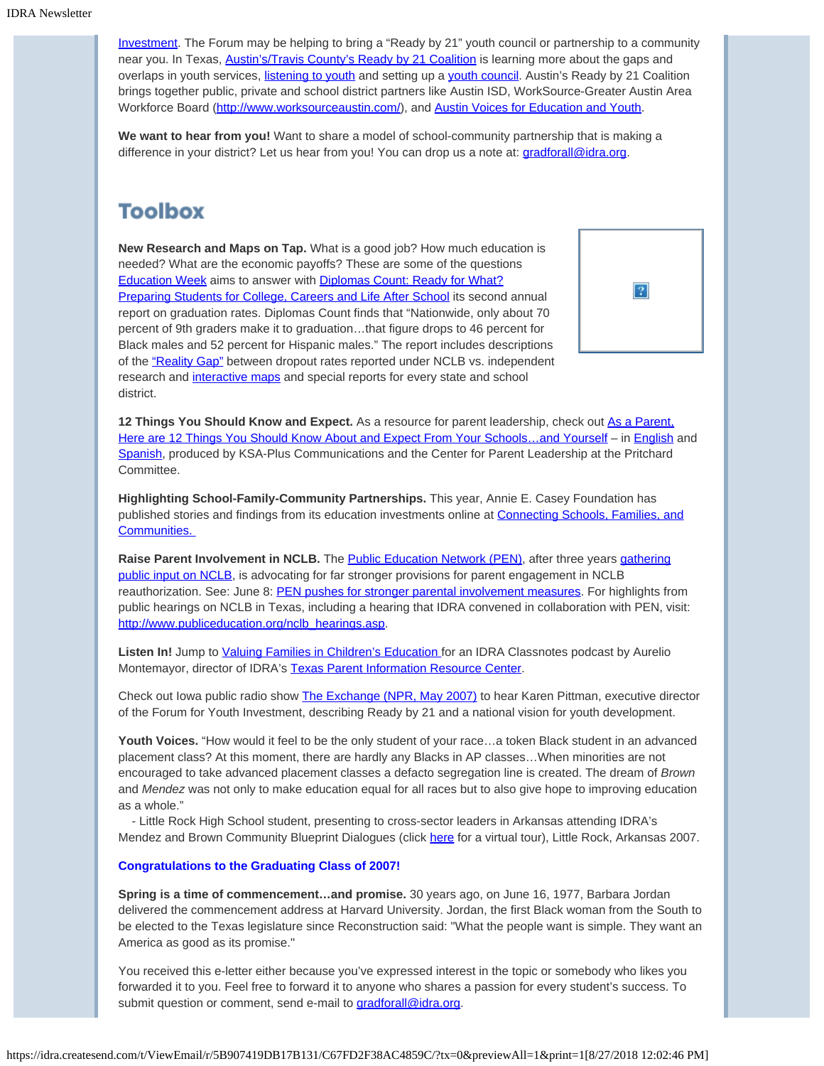Investment. The Forum may be helping to bring a "Ready by 21" youth council or partnership to a community near you. In Texas, Austin's/Travis County's Ready by 21 Coalition is learning more about the gaps and overlaps in youth services, listening to youth and setting up a youth council. Austin's Ready by 21 Coalition brings together public, private and school district partners like Austin ISD, WorkSource-Greater Austin Area Workforce Board (http://www.worksourceaustin.com/), and Austin Voices for Education and Youth.

**We want to hear from you!** Want to share a model of school-community partnership that is making a difference in your district? Let us hear from you! You can drop us a note at: gradforall@idra.org.

## Toolbox

**New Research and Maps on Tap.** What is a good job? How much education is needed? What are the economic payoffs? These are some of the questions Education Week aims to answer with Diplomas Count: Ready for What? Preparing Students for College, Careers and Life After School its second annual report on graduation rates. Diplomas Count finds that "Nationwide, only about 70 percent of 9th graders make it to graduation…that figure drops to 46 percent for Black males and 52 percent for Hispanic males." The report includes descriptions of the "Reality Gap" between dropout rates reported under NCLB vs. independent research and interactive maps and special reports for every state and school district.

**12 Things You Should Know and Expect.** As a resource for parent leadership, check out As a Parent, Here are 12 Things You Should Know About and Expect From Your Schools…and Yourself – in English and Spanish, produced by KSA-Plus Communications and the Center for Parent Leadership at the Pritchard Committee.

**Highlighting School-Family-Community Partnerships.** This year, Annie E. Casey Foundation has published stories and findings from its education investments online at Connecting Schools, Families, and Communities.

**Raise Parent Involvement in NCLB.** The Public Education Network (PEN), after three years gathering public input on NCLB, is advocating for far stronger provisions for parent engagement in NCLB reauthorization. See: June 8: PEN pushes for stronger parental involvement measures. For highlights from public hearings on NCLB in Texas, including a hearing that IDRA convened in collaboration with PEN, visit: http://www.publiceducation.org/nclb_hearings.asp.

**Listen In!** Jump to Valuing Families in Children's Education for an IDRA Classnotes podcast by Aurelio Montemayor, director of IDRA's Texas Parent Information Resource Center.

Check out Iowa public radio show The Exchange (NPR, May 2007) to hear Karen Pittman, executive director of the Forum for Youth Investment, describing Ready by 21 and a national vision for youth development.

**Youth Voices.** "How would it feel to be the only student of your race…a token Black student in an advanced placement class? At this moment, there are hardly any Blacks in AP classes…When minorities are not encouraged to take advanced placement classes a defacto segregation line is created. The dream of *Brown* and *Mendez* was not only to make education equal for all races but to also give hope to improving education as a whole."
- Little Rock High School student, presenting to cross-sector leaders in Arkansas attending IDRA's Mendez and Brown Community Blueprint Dialogues (click here for a virtual tour), Little Rock, Arkansas 2007.

**Congratulations to the Graduating Class of 2007!**

**Spring is a time of commencement…and promise.** 30 years ago, on June 16, 1977, Barbara Jordan delivered the commencement address at Harvard University. Jordan, the first Black woman from the South to be elected to the Texas legislature since Reconstruction said: "What the people want is simple. They want an America as good as its promise."

You received this e-letter either because you've expressed interest in the topic or somebody who likes you forwarded it to you. Feel free to forward it to anyone who shares a passion for every student's success. To submit question or comment, send e-mail to gradforall@idra.org.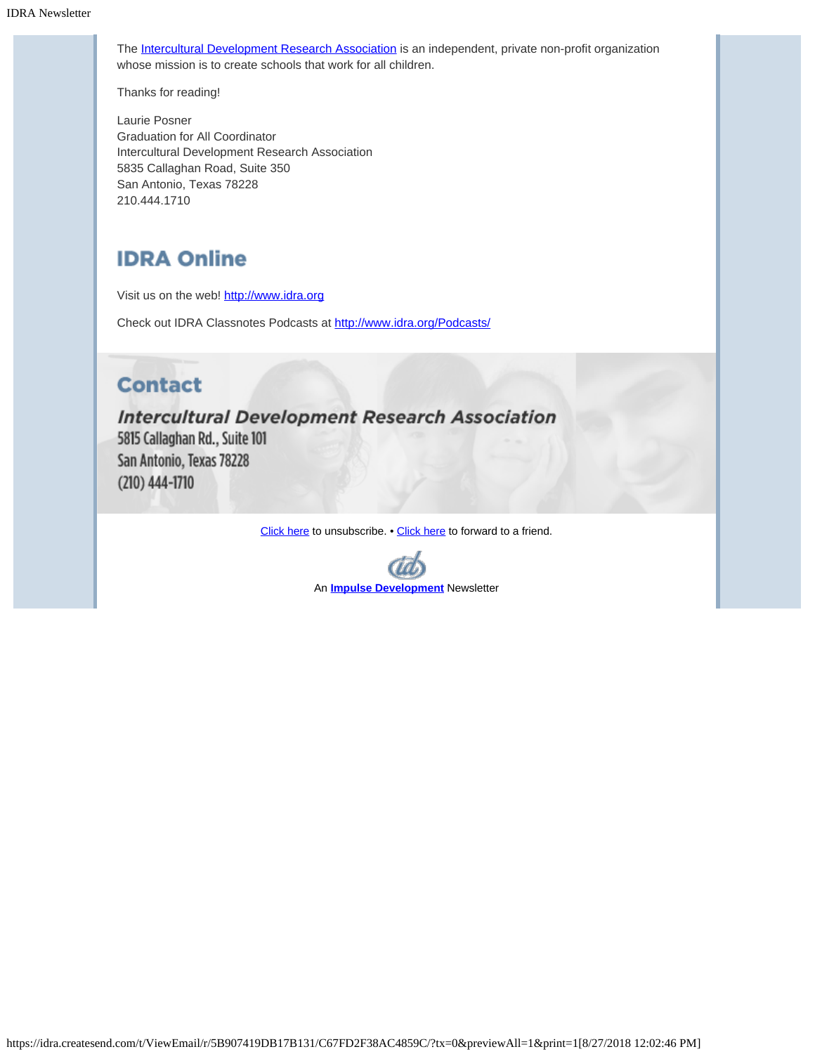The Intercultural Development Research Association is an independent, private non-profit organization whose mission is to create schools that work for all children.

Thanks for reading!

Laurie Posner
Graduation for All Coordinator
Intercultural Development Research Association
5835 Callaghan Road, Suite 350
San Antonio, Texas 78228
210.444.1710

## IDRA Online

Visit us on the web! http://www.idra.org

Check out IDRA Classnotes Podcasts at http://www.idra.org/Podcasts/

## Contact

***Intercultural Development Research Association***
5815 Callaghan Rd., Suite 101
San Antonio, Texas 78228
(210) 444-1710

Click here to unsubscribe. • Click here to forward to a friend.

An **Impulse Development** Newsletter